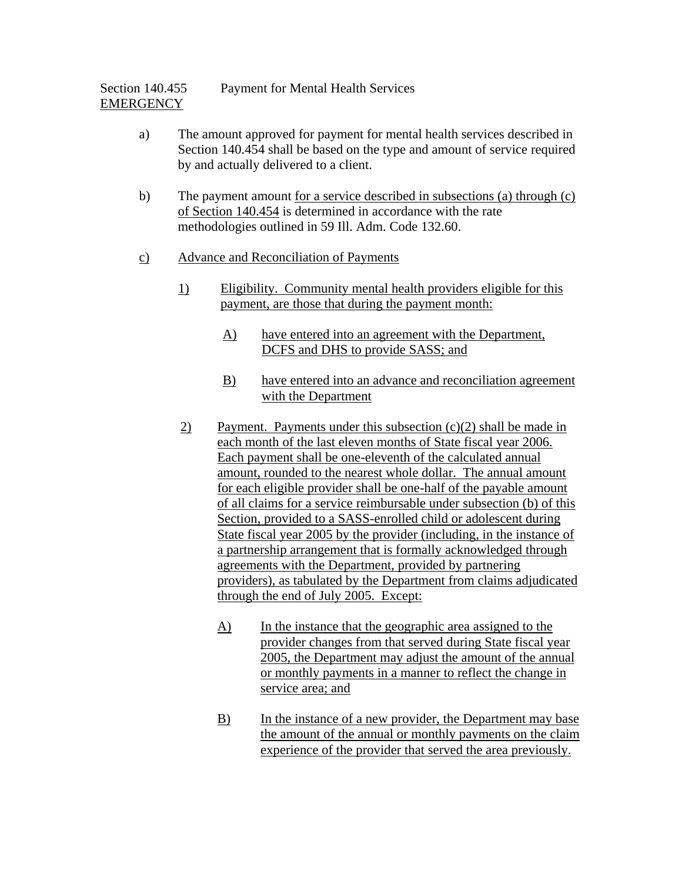Section 140.455 Payment for Mental Health Services
EMERGENCY

a) The amount approved for payment for mental health services described in Section 140.454 shall be based on the type and amount of service required by and actually delivered to a client.

b) The payment amount for a service described in subsections (a) through (c) of Section 140.454 is determined in accordance with the rate methodologies outlined in 59 Ill. Adm. Code 132.60.

c) Advance and Reconciliation of Payments

1) Eligibility. Community mental health providers eligible for this payment, are those that during the payment month:

A) have entered into an agreement with the Department, DCFS and DHS to provide SASS; and

B) have entered into an advance and reconciliation agreement with the Department

2) Payment. Payments under this subsection (c)(2) shall be made in each month of the last eleven months of State fiscal year 2006. Each payment shall be one-eleventh of the calculated annual amount, rounded to the nearest whole dollar. The annual amount for each eligible provider shall be one-half of the payable amount of all claims for a service reimbursable under subsection (b) of this Section, provided to a SASS-enrolled child or adolescent during State fiscal year 2005 by the provider (including, in the instance of a partnership arrangement that is formally acknowledged through agreements with the Department, provided by partnering providers), as tabulated by the Department from claims adjudicated through the end of July 2005. Except:

A) In the instance that the geographic area assigned to the provider changes from that served during State fiscal year 2005, the Department may adjust the amount of the annual or monthly payments in a manner to reflect the change in service area; and

B) In the instance of a new provider, the Department may base the amount of the annual or monthly payments on the claim experience of the provider that served the area previously.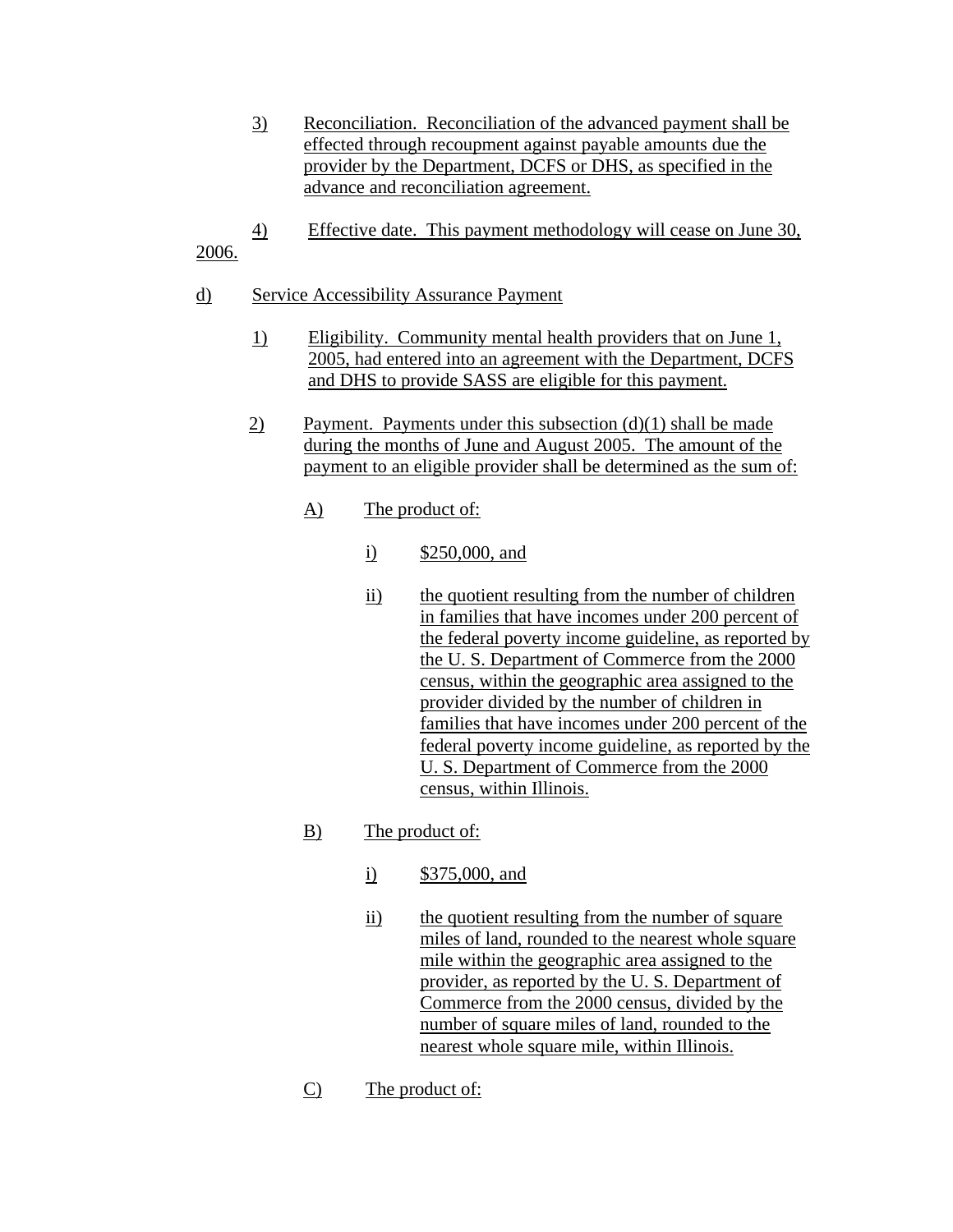3) Reconciliation. Reconciliation of the advanced payment shall be effected through recoupment against payable amounts due the provider by the Department, DCFS or DHS, as specified in the advance and reconciliation agreement.

4) Effective date. This payment methodology will cease on June 30, 2006.

d) Service Accessibility Assurance Payment

1) Eligibility. Community mental health providers that on June 1, 2005, had entered into an agreement with the Department, DCFS and DHS to provide SASS are eligible for this payment.

2) Payment. Payments under this subsection (d)(1) shall be made during the months of June and August 2005. The amount of the payment to an eligible provider shall be determined as the sum of:

A) The product of:

i) $250,000, and

ii) the quotient resulting from the number of children in families that have incomes under 200 percent of the federal poverty income guideline, as reported by the U. S. Department of Commerce from the 2000 census, within the geographic area assigned to the provider divided by the number of children in families that have incomes under 200 percent of the federal poverty income guideline, as reported by the U. S. Department of Commerce from the 2000 census, within Illinois.

B) The product of:

i) $375,000, and

ii) the quotient resulting from the number of square miles of land, rounded to the nearest whole square mile within the geographic area assigned to the provider, as reported by the U. S. Department of Commerce from the 2000 census, divided by the number of square miles of land, rounded to the nearest whole square mile, within Illinois.

C) The product of: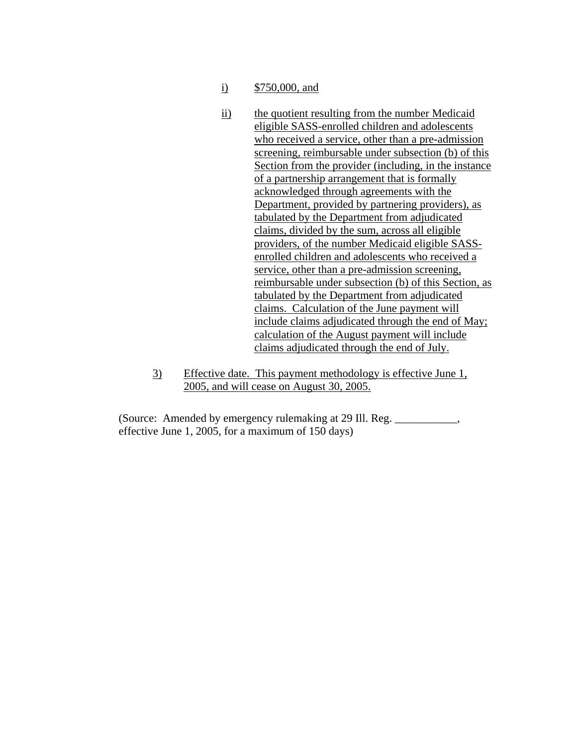i) $750,000, and

ii) the quotient resulting from the number Medicaid eligible SASS-enrolled children and adolescents who received a service, other than a pre-admission screening, reimbursable under subsection (b) of this Section from the provider (including, in the instance of a partnership arrangement that is formally acknowledged through agreements with the Department, provided by partnering providers), as tabulated by the Department from adjudicated claims, divided by the sum, across all eligible providers, of the number Medicaid eligible SASS-enrolled children and adolescents who received a service, other than a pre-admission screening, reimbursable under subsection (b) of this Section, as tabulated by the Department from adjudicated claims. Calculation of the June payment will include claims adjudicated through the end of May; calculation of the August payment will include claims adjudicated through the end of July.

3) Effective date. This payment methodology is effective June 1, 2005, and will cease on August 30, 2005.

(Source: Amended by emergency rulemaking at 29 Ill. Reg. ___________, effective June 1, 2005, for a maximum of 150 days)